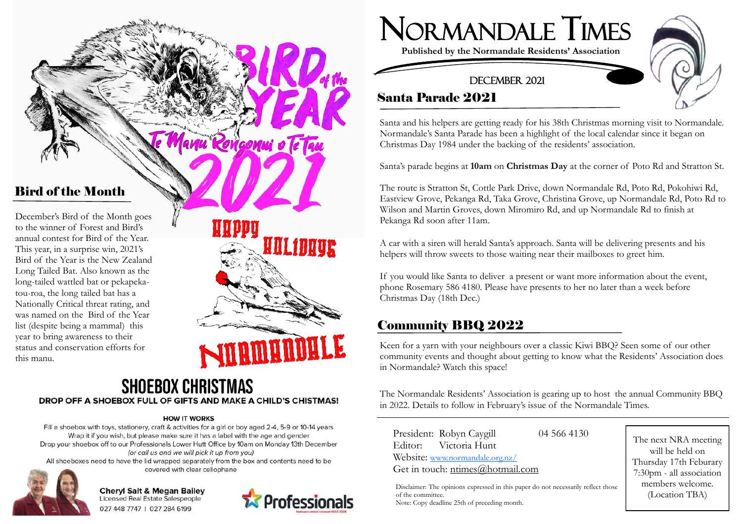# Normandale Times

**Published by the Normandale Residents' Association**

DECEMBER 2021

## Santa Parade 2021

Santa and his helpers are getting ready for his 38th Christmas morning visit to Normandale. Normandale's Santa Parade has been a highlight of the local calendar since it began on Christmas Day 1984 under the backing of the residents' association.

Santa's parade begins at **10am** on **Christmas Day** at the corner of Poto Rd and Stratton St.

The route is Stratton St, Cottle Park Drive, down Normandale Rd, Poto Rd, Pokohiwi Rd, Eastview Grove, Pekanga Rd, Taka Grove, Christina Grove, up Normandale Rd, Poto Rd to Wilson and Martin Groves, down Miromiro Rd, and up Normandale Rd to finish at Pekanga Rd soon after 11am.

A car with a siren will herald Santa's approach. Santa will be delivering presents and his helpers will throw sweets to those waiting near their mailboxes to greet him.

If you would like Santa to deliver a present or want more information about the event, phone Rosemary 586 4180. Please have presents to her no later than a week before Christmas Day (18th Dec.)

## Community BBQ 2022

Keen for a yarn with your neighbours over a classic Kiwi BBQ? Seen some of our other community events and thought about getting to know what the Residents' Association does in Normandale? Watch this space!

The Normandale Residents' Association is gearing up to host the annual Community BBQ in 2022. Details to follow in February's issue of the Normandale Times.

## Bird of the Month

BIRD of the YEAR — Te Manu Rongonui o Te Tau 2021

December's Bird of the Month goes to the winner of Forest and Bird's annual contest for Bird of the Year. This year, in a surprise win, 2021's Bird of the Year is the New Zealand Long Tailed Bat. Also known as the long-tailed wattled bat or pekapeka-tou-roa, the long tailed bat has a Nationally Critical threat rating, and was named on the Bird of the Year list (despite being a mammal) this year to bring awareness to their status and conservation efforts for this manu.

HAPPY HOLIDAYS NORMANDALE

## SHOEBOX CHRISTMAS

**DROP OFF A SHOEBOX FULL OF GIFTS AND MAKE A CHILD'S CHISTMAS!**

**HOW IT WORKS**

Fill a shoebox with toys, stationery, craft & activities for a girl or boy aged 2-4, 5-9 or 10-14 years
Wrap it if you wish, but please make sure it has a label with the age and gender
Drop your shoebox off to our Professionals Lower Hutt Office by 10am on Monday 13th December
*(or call us and we will pick it up from you)*
All shoeboxes need to have the lid wrapped separately from the box and contents need to be covered with clear cellophane

**Cheryl Salt & Megan Bailey**
Licensed Real Estate Salespeople
027 448 7747 | 027 284 6199

Professionals

President: Robyn Caygill 04 566 4130
Editor: Victoria Hunt
Website: www.normandale.org.nz/
Get in touch: ntimes@hotmail.com

Disclaimer: The opinions expressed in this paper do not necessarily reflect those of the committee.
Note: Copy deadline 25th of preceding month.

The next NRA meeting will be held on Thursday 17th Feburary 7:30pm - all association members welcome. (Location TBA)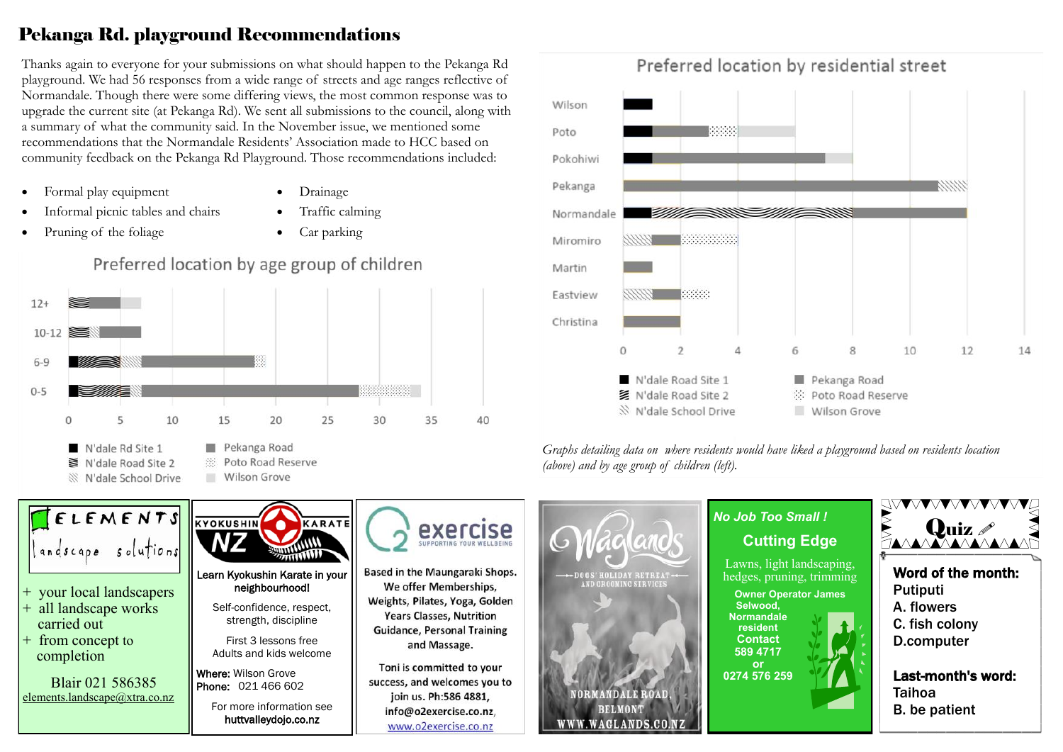# Pekanga Rd. playground Recommendations

Thanks again to everyone for your submissions on what should happen to the Pekanga Rd playground. We had 56 responses from a wide range of streets and age ranges reflective of Normandale. Though there were some differing views, the most common response was to upgrade the current site (at Pekanga Rd). We sent all submissions to the council, along with a summary of what the community said. In the November issue, we mentioned some recommendations that the Normandale Residents' Association made to HCC based on community feedback on the Pekanga Rd Playground. Those recommendations included:

- Formal play equipment
- Informal picnic tables and chairs
- Pruning of the foliage
- Drainage
- Traffic calming
- Car parking

Preferred location by age group of children

12+
10-12
6-9
0-5

0 5 10 15 20 25 30 35 40

N'dale Rd Site 1
N'dale Road Site 2
N'dale School Drive
Pekanga Road
Poto Road Reserve
Wilson Grove

Preferred location by residential street

Wilson
Poto
Pokohiwi
Pekanga
Normandale
Miromiro
Martin
Eastview
Christina

0 2 4 6 8 10 12 14

N'dale Road Site 1
N'dale Road Site 2
N'dale School Drive
Pekanga Road
Poto Road Reserve
Wilson Grove

*Graphs detailing data on where residents would have liked a playground based on residents location (above) and by age group of children (left).*

---

**ELEMENTS landscape solutions**

+ your local landscapers
+ all landscape works carried out
+ from concept to completion

Blair 021 586385
elements.landscape@xtra.co.nz

---

**KYOKUSHIN NZ KARATE**

**Learn Kyokushin Karate in your neighbourhood!**

Self-confidence, respect, strength, discipline

First 3 lessons free
Adults and kids welcome

**Where:** Wilson Grove
**Phone:** 021 466 602

For more information see
**huttvalleydojo.co.nz**

---

**O2 exercise** — SUPPORTING YOUR WELLBEING

Based in the Maungaraki Shops. We offer Memberships, Weights, Pilates, Yoga, Golden Years Classes, Nutrition Guidance, Personal Training and Massage.

Toni is committed to your success, and welcomes you to join us. Ph:586 4881, info@o2exercise.co.nz, www.o2exercise.co.nz

---

**Waglands**
DOGS' HOLIDAY RETREAT AND GROOMING SERVICES

NORMANDALE ROAD, BELMONT
WWW.WAGLANDS.CO.NZ

---

*No Job Too Small !*

**Cutting Edge**

Lawns, light landscaping, hedges, pruning, trimming

Owner Operator James Selwood, Normandale resident
Contact
589 4717
or
0274 576 259

---

## Quiz

**Word of the month:**
Putiputi
A. flowers
C. fish colony
D.computer

**Last-month's word:**
Taihoa
B. be patient